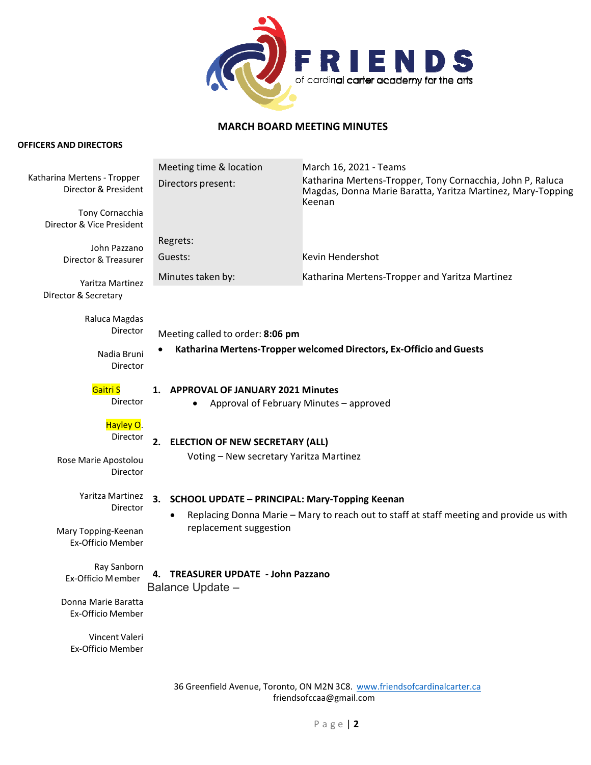FRIENDS of cardinal carter academy for the arts

## MARCH BOARD MEETING MINUTES

**OFFICERS AND DIRECTORS**

Katharina Mertens - Tropper
Director & President

Tony Cornacchia
Director & Vice President

John Pazzano
Director & Treasurer

Yaritza Martinez
Director & Secretary

Raluca Magdas
Director

Nadia Bruni
Director

Gaitri S
Director

Hayley O.
Director

Rose Marie Apostolou
Director

Yaritza Martinez
Director

Mary Topping-Keenan
Ex-Officio Member

Ray Sanborn
Ex-Officio Member

Donna Marie Baratta
Ex-Officio Member

Vincent Valeri
Ex-Officio Member

| | |
|---|---|
| Meeting time & location | March 16, 2021 - Teams |
| Directors present: | Katharina Mertens-Tropper, Tony Cornacchia, John P, Raluca Magdas, Donna Marie Baratta, Yaritza Martinez, Mary-Topping Keenan |
| Regrets: | |
| Guests: | Kevin Hendershot |
| Minutes taken by: | Katharina Mertens-Tropper and Yaritza Martinez |

Meeting called to order: **8:06 pm**

- **Katharina Mertens-Tropper welcomed Directors, Ex-Officio and Guests**

**1. APPROVAL OF JANUARY 2021 Minutes**

- Approval of February Minutes – approved

**2. ELECTION OF NEW SECRETARY (ALL)**

Voting – New secretary Yaritza Martinez

**3. SCHOOL UPDATE – PRINCIPAL: Mary-Topping Keenan**

- Replacing Donna Marie – Mary to reach out to staff at staff meeting and provide us with replacement suggestion

**4. TREASURER UPDATE - John Pazzano**

Balance Update –

36 Greenfield Avenue, Toronto, ON M2N 3C8. www.friendsofcardinalcarter.ca
friendsofccaa@gmail.com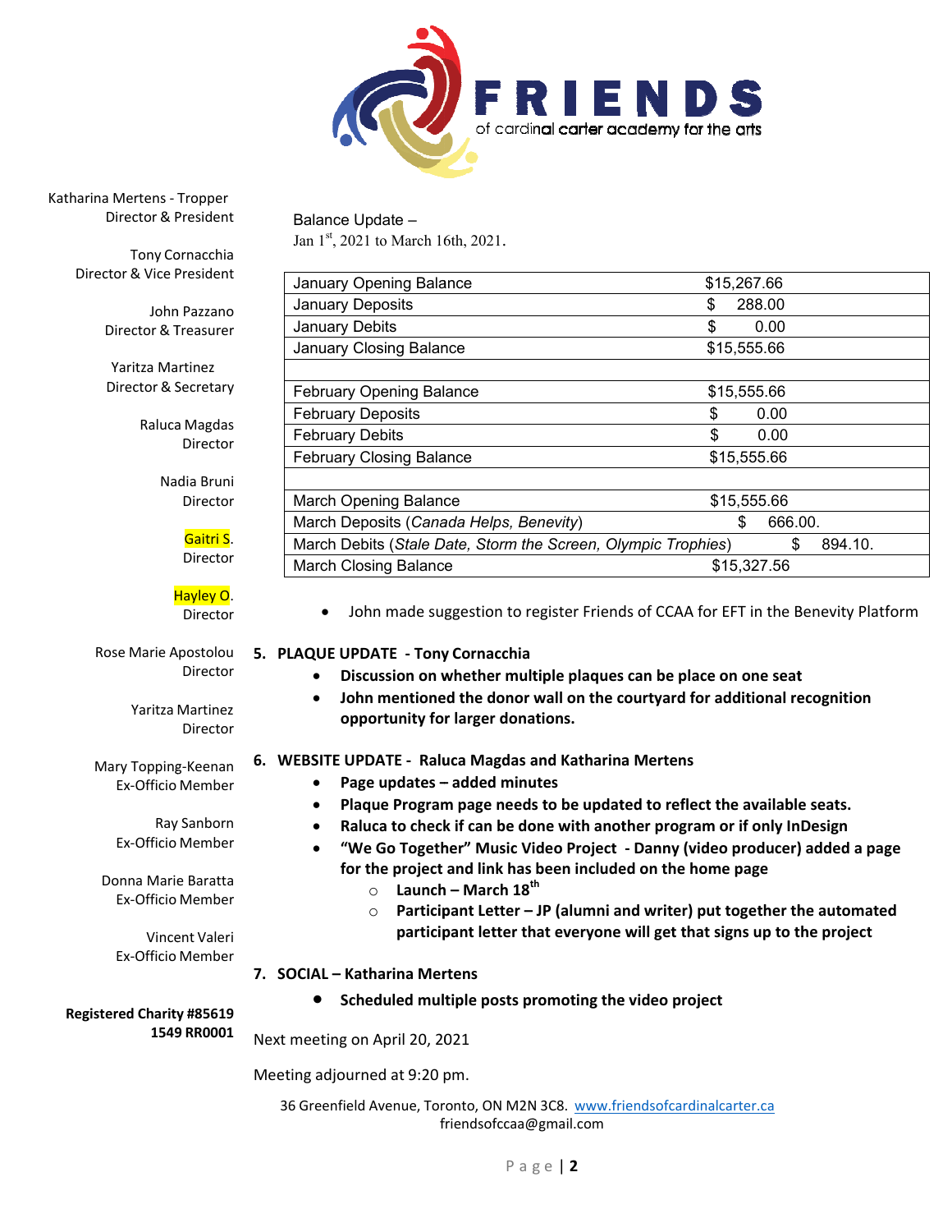FRIENDS
of cardinal carter academy for the arts

Katharina Mertens - Tropper
Director & President

Tony Cornacchia
Director & Vice President

John Pazzano
Director & Treasurer

Yaritza Martinez
Director & Secretary

Raluca Magdas
Director

Nadia Bruni
Director

Gaitri S.
Director

Hayley O.
Director

Rose Marie Apostolou
Director

Yaritza Martinez
Director

Mary Topping-Keenan
Ex-Officio Member

Ray Sanborn
Ex-Officio Member

Donna Marie Baratta
Ex-Officio Member

Vincent Valeri
Ex-Officio Member

**Registered Charity #85619 1549 RR0001**

Balance Update –
Jan 1st, 2021 to March 16th, 2021.

| | |
|---|---|
| January Opening Balance | $15,267.66 |
| January Deposits | $ 288.00 |
| January Debits | $ 0.00 |
| January Closing Balance | $15,555.66 |
| | |
| February Opening Balance | $15,555.66 |
| February Deposits | $ 0.00 |
| February Debits | $ 0.00 |
| February Closing Balance | $15,555.66 |
| | |
| March Opening Balance | $15,555.66 |
| March Deposits (*Canada Helps, Benevity*) | $ 666.00. |
| March Debits (*Stale Date, Storm the Screen, Olympic Trophies*) | $ 894.10. |
| March Closing Balance | $15,327.56 |

- John made suggestion to register Friends of CCAA for EFT in the Benevity Platform

**5. PLAQUE UPDATE - Tony Cornacchia**
- **Discussion on whether multiple plaques can be place on one seat**
- **John mentioned the donor wall on the courtyard for additional recognition opportunity for larger donations.**

**6. WEBSITE UPDATE - Raluca Magdas and Katharina Mertens**
- **Page updates – added minutes**
- **Plaque Program page needs to be updated to reflect the available seats.**
- **Raluca to check if can be done with another program or if only InDesign**
- **"We Go Together" Music Video Project - Danny (video producer) added a page for the project and link has been included on the home page**
  - **Launch – March 18th**
  - **Participant Letter – JP (alumni and writer) put together the automated participant letter that everyone will get that signs up to the project**

**7. SOCIAL – Katharina Mertens**
- **Scheduled multiple posts promoting the video project**

Next meeting on April 20, 2021

Meeting adjourned at 9:20 pm.

36 Greenfield Avenue, Toronto, ON M2N 3C8. www.friendsofcardinalcarter.ca
friendsofccaa@gmail.com